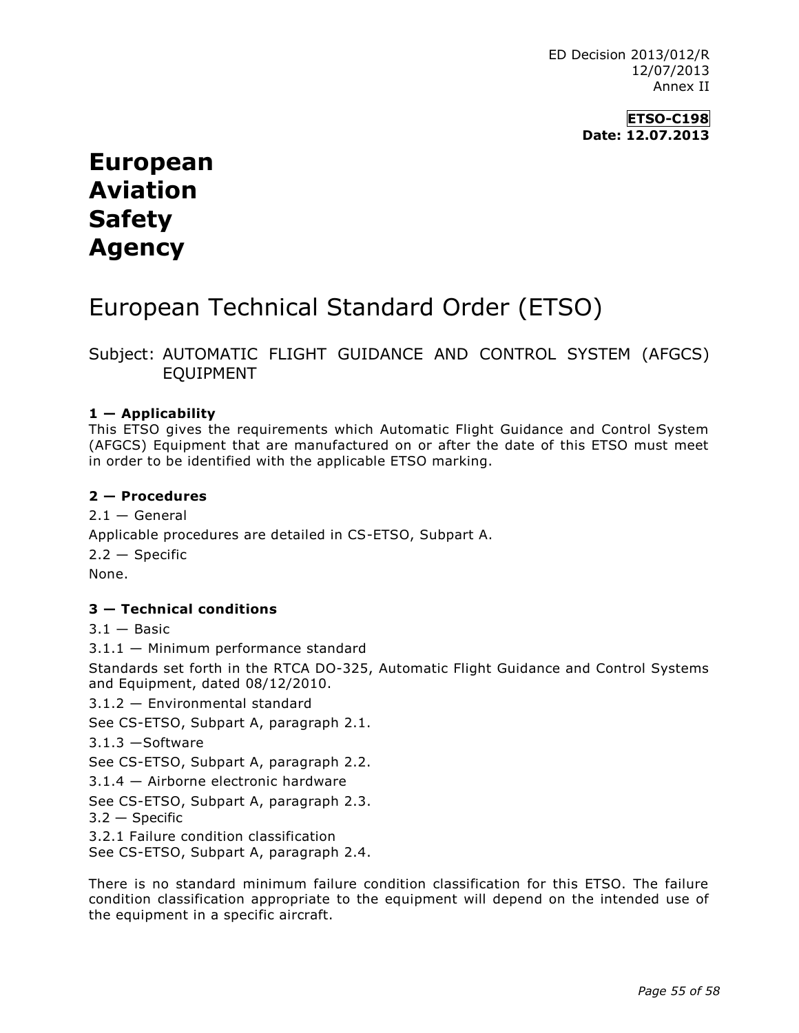ED Decision 2013/012/R
12/07/2013
Annex II

**ETSO-C198**
**Date: 12.07.2013**

# European Aviation Safety Agency

## European Technical Standard Order (ETSO)

Subject: AUTOMATIC FLIGHT GUIDANCE AND CONTROL SYSTEM (AFGCS) EQUIPMENT

### 1 — Applicability

This ETSO gives the requirements which Automatic Flight Guidance and Control System (AFGCS) Equipment that are manufactured on or after the date of this ETSO must meet in order to be identified with the applicable ETSO marking.

### 2 — Procedures

2.1 — General

Applicable procedures are detailed in CS-ETSO, Subpart A.

2.2 — Specific

None.

### 3 — Technical conditions

3.1 — Basic

3.1.1 — Minimum performance standard

Standards set forth in the RTCA DO-325, Automatic Flight Guidance and Control Systems and Equipment, dated 08/12/2010.

3.1.2 — Environmental standard

See CS-ETSO, Subpart A, paragraph 2.1.

3.1.3 —Software

See CS-ETSO, Subpart A, paragraph 2.2.

3.1.4 — Airborne electronic hardware

See CS-ETSO, Subpart A, paragraph 2.3.

3.2 — Specific

3.2.1 Failure condition classification

See CS-ETSO, Subpart A, paragraph 2.4.

There is no standard minimum failure condition classification for this ETSO. The failure condition classification appropriate to the equipment will depend on the intended use of the equipment in a specific aircraft.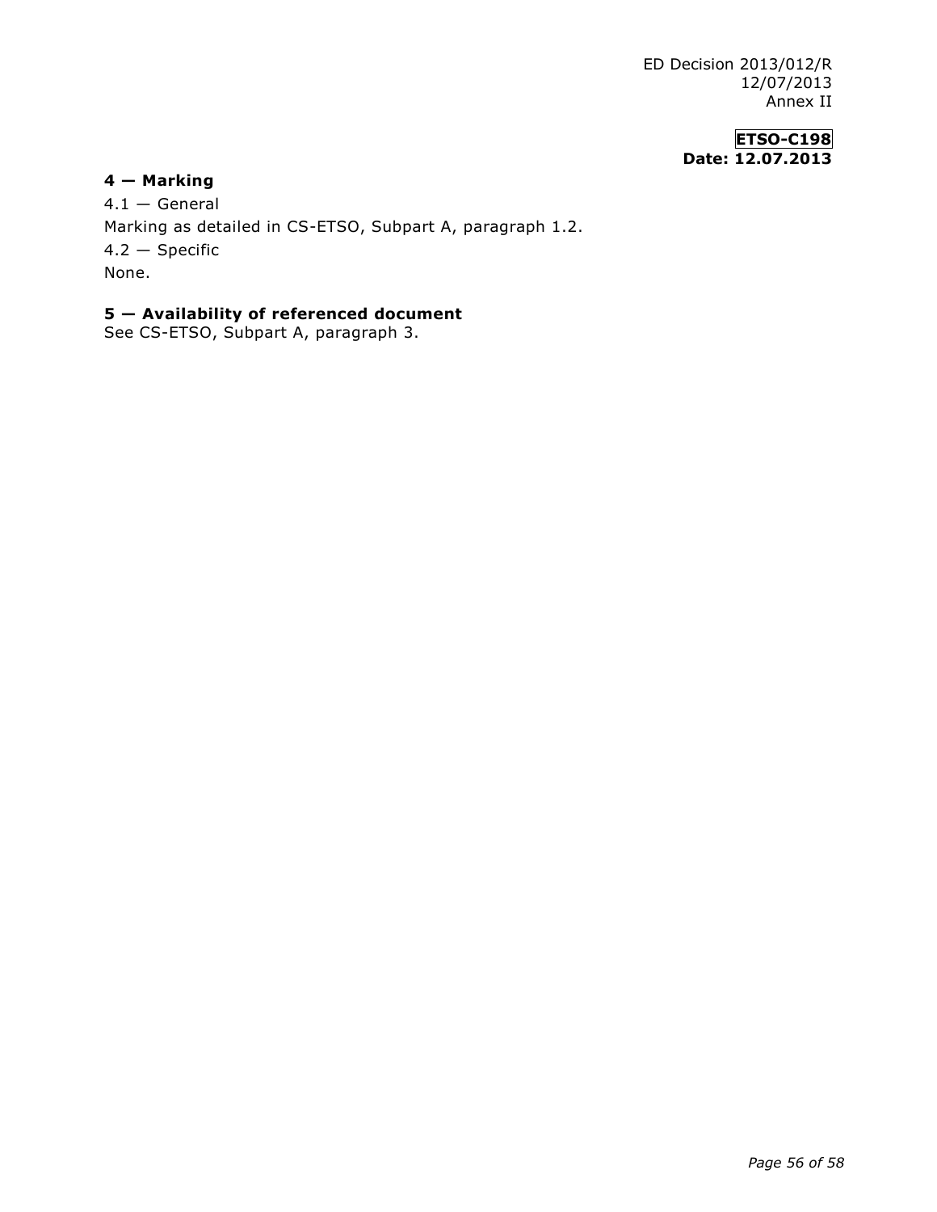## 4 — Marking

4.1 — General

Marking as detailed in CS-ETSO, Subpart A, paragraph 1.2.

4.2 — Specific

None.

## 5 — Availability of referenced document

See CS-ETSO, Subpart A, paragraph 3.